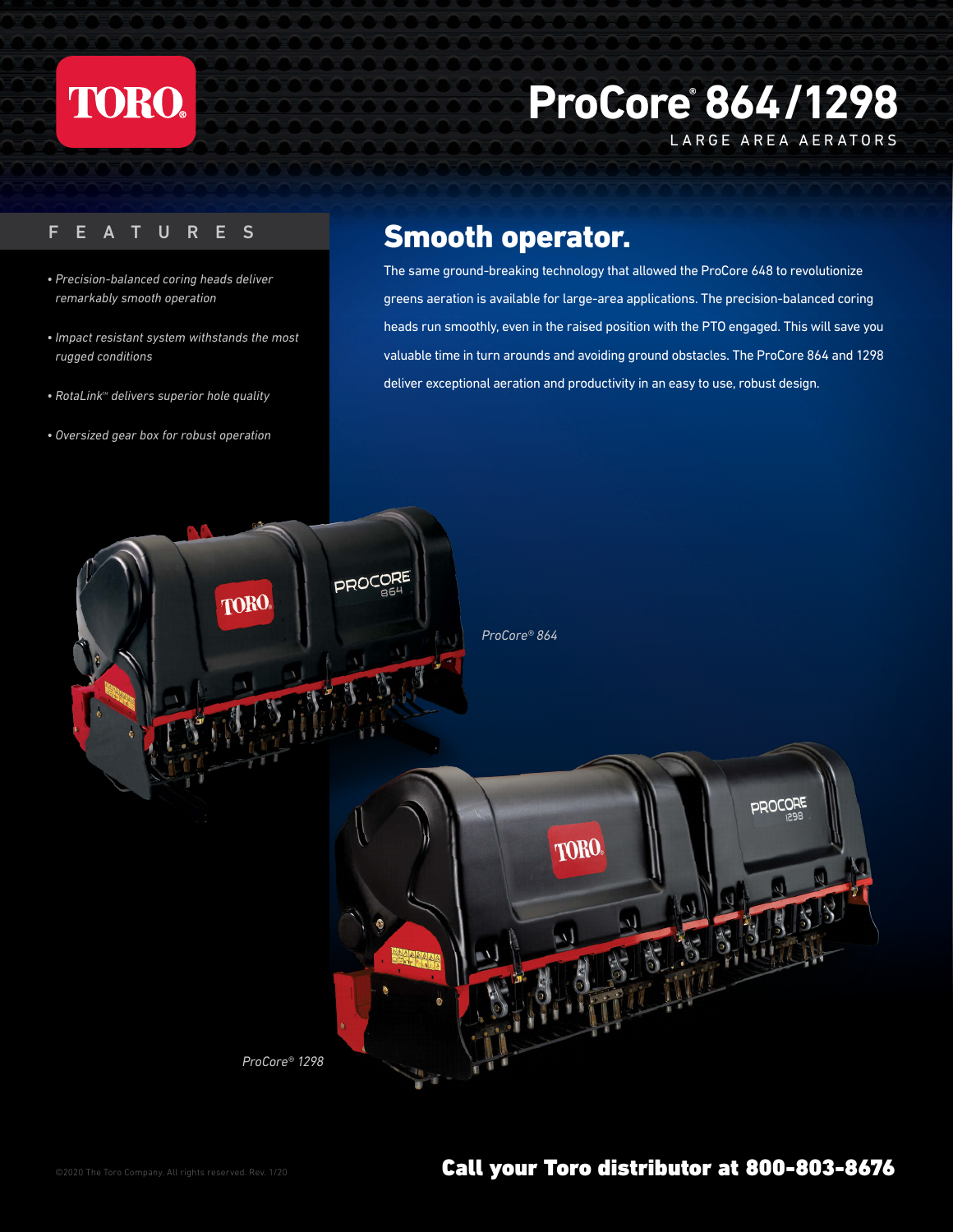TORO

# ProCore® 864/1298

LARGE AREA AERATORS

## FEATURES

- *Precision-balanced coring heads deliver remarkably smooth operation*
- *Impact resistant system withstands the most rugged conditions*
- *RotaLink™ delivers superior hole quality*
- *Oversized gear box for robust operation*

## Smooth operator.

The same ground-breaking technology that allowed the ProCore 648 to revolutionize greens aeration is available for large-area applications. The precision-balanced coring heads run smoothly, even in the raised position with the PTO engaged. This will save you valuable time in turn arounds and avoiding ground obstacles. The ProCore 864 and 1298 deliver exceptional aeration and productivity in an easy to use, robust design.

*ProCore® 864*

*ProCore® 1298*

©2020 The Toro Company. All rights reserved. Rev. 1/20

**Call your Toro distributor at 800-803-8676**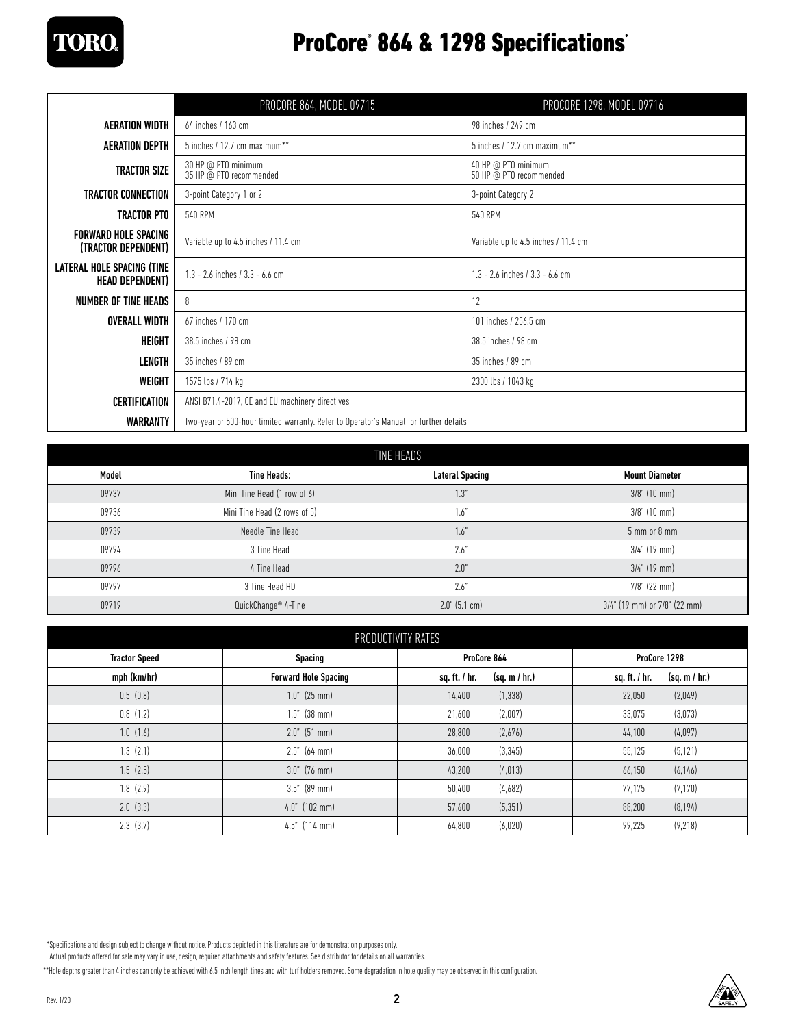# ProCore® 864 & 1298 Specifications*

| | PROCORE 864, MODEL 09715 | PROCORE 1298, MODEL 09716 |
|---|---|---|
| **AERATION WIDTH** | 64 inches / 163 cm | 98 inches / 249 cm |
| **AERATION DEPTH** | 5 inches / 12.7 cm maximum** | 5 inches / 12.7 cm maximum** |
| **TRACTOR SIZE** | 30 HP @ PTO minimum<br>35 HP @ PTO recommended | 40 HP @ PTO minimum<br>50 HP @ PTO recommended |
| **TRACTOR CONNECTION** | 3-point Category 1 or 2 | 3-point Category 2 |
| **TRACTOR PTO** | 540 RPM | 540 RPM |
| **FORWARD HOLE SPACING (TRACTOR DEPENDENT)** | Variable up to 4.5 inches / 11.4 cm | Variable up to 4.5 inches / 11.4 cm |
| **LATERAL HOLE SPACING (TINE HEAD DEPENDENT)** | 1.3 - 2.6 inches / 3.3 - 6.6 cm | 1.3 - 2.6 inches / 3.3 - 6.6 cm |
| **NUMBER OF TINE HEADS** | 8 | 12 |
| **OVERALL WIDTH** | 67 inches / 170 cm | 101 inches / 256.5 cm |
| **HEIGHT** | 38.5 inches / 98 cm | 38.5 inches / 98 cm |
| **LENGTH** | 35 inches / 89 cm | 35 inches / 89 cm |
| **WEIGHT** | 1575 lbs / 714 kg | 2300 lbs / 1043 kg |
| **CERTIFICATION** | ANSI B71.4-2017, CE and EU machinery directives | |
| **WARRANTY** | Two-year or 500-hour limited warranty. Refer to Operator's Manual for further details | |

| TINE HEADS | | | |
|---|---|---|---|
| **Model** | **Tine Heads:** | **Lateral Spacing** | **Mount Diameter** |
| 09737 | Mini Tine Head (1 row of 6) | 1.3" | 3/8" (10 mm) |
| 09736 | Mini Tine Head (2 rows of 5) | 1.6" | 3/8" (10 mm) |
| 09739 | Needle Tine Head | 1.6" | 5 mm or 8 mm |
| 09794 | 3 Tine Head | 2.6" | 3/4" (19 mm) |
| 09796 | 4 Tine Head | 2.0" | 3/4" (19 mm) |
| 09797 | 3 Tine Head HD | 2.6" | 7/8" (22 mm) |
| 09719 | QuickChange® 4-Tine | 2.0" (5.1 cm) | 3/4" (19 mm) or 7/8" (22 mm) |

| PRODUCTIVITY RATES | | | | | |
|---|---|---|---|---|---|
| **Tractor Speed** | **Spacing** | **ProCore 864** | | **ProCore 1298** | |
| **mph (km/hr)** | **Forward Hole Spacing** | **sq. ft. / hr.** | **(sq. m / hr.)** | **sq. ft. / hr.** | **(sq. m / hr.)** |
| 0.5 (0.8) | 1.0" (25 mm) | 14,400 | (1,338) | 22,050 | (2,049) |
| 0.8 (1.2) | 1.5" (38 mm) | 21,600 | (2,007) | 33,075 | (3,073) |
| 1.0 (1.6) | 2.0" (51 mm) | 28,800 | (2,676) | 44,100 | (4,097) |
| 1.3 (2.1) | 2.5" (64 mm) | 36,000 | (3,345) | 55,125 | (5,121) |
| 1.5 (2.5) | 3.0" (76 mm) | 43,200 | (4,013) | 66,150 | (6,146) |
| 1.8 (2.9) | 3.5" (89 mm) | 50,400 | (4,682) | 77,175 | (7,170) |
| 2.0 (3.3) | 4.0" (102 mm) | 57,600 | (5,351) | 88,200 | (8,194) |
| 2.3 (3.7) | 4.5" (114 mm) | 64,800 | (6,020) | 99,225 | (9,218) |

*Specifications and design subject to change without notice. Products depicted in this literature are for demonstration purposes only. Actual products offered for sale may vary in use, design, required attachments and safety features. See distributor for details on all warranties.

**Hole depths greater than 4 inches can only be achieved with 6.5 inch length tines and with turf holders removed. Some degradation in hole quality may be observed in this configuration.

Rev. 1/20